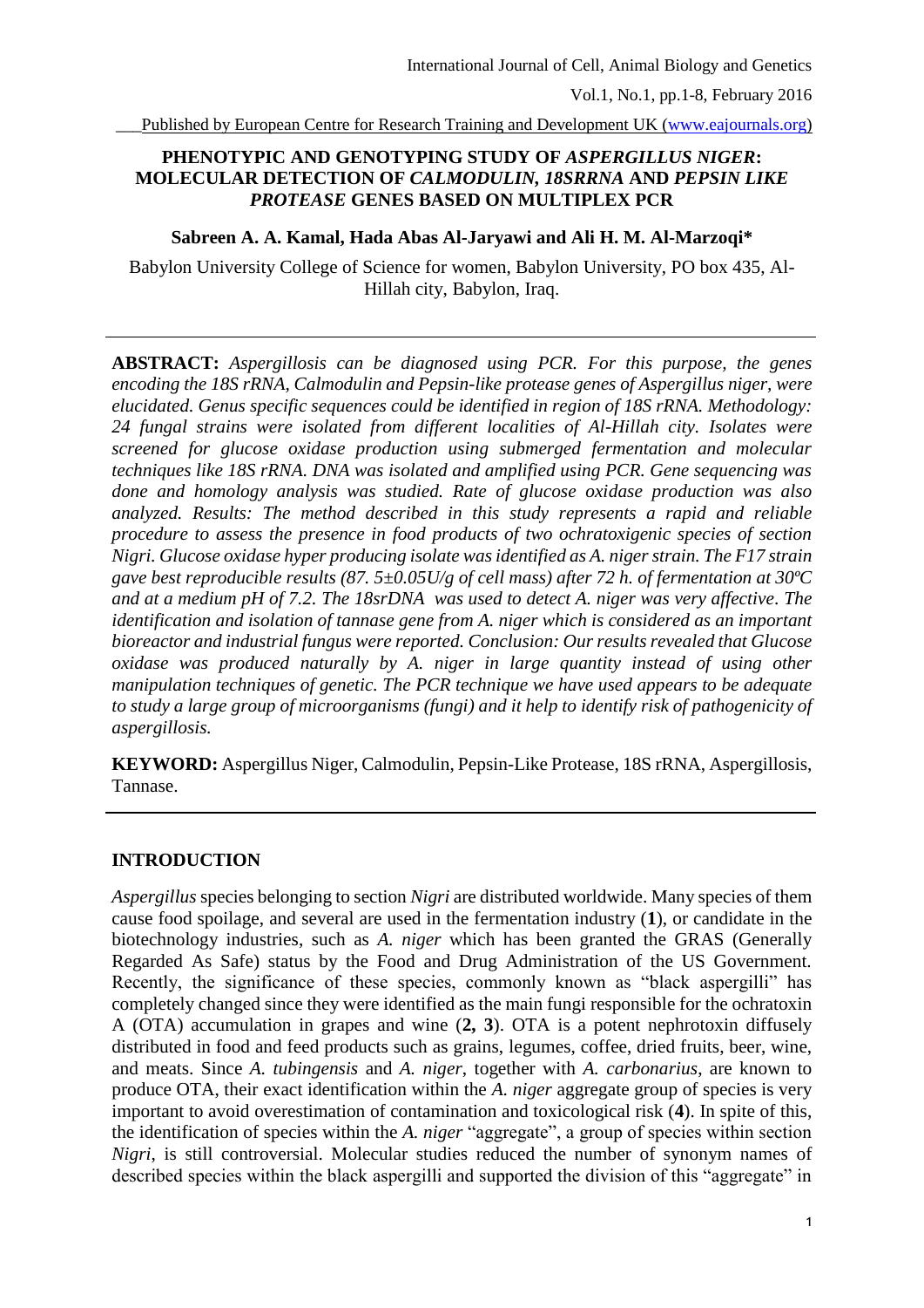# PHENOTYPIC AND GENOTYPING STUDY OF *ASPERGILLUS NIGER*: MOLECULAR DETECTION OF *CALMODULIN, 18SRRNA* AND *PEPSIN LIKE PROTEASE* GENES BASED ON MULTIPLEX PCR

**Sabreen A. A. Kamal, Hada Abas Al-Jaryawi and Ali H. M. Al-Marzoqi***

Babylon University College of Science for women, Babylon University, PO box 435, Al-Hillah city, Babylon, Iraq.

---

**ABSTRACT:** *Aspergillosis can be diagnosed using PCR. For this purpose, the genes encoding the 18S rRNA, Calmodulin and Pepsin-like protease genes of Aspergillus niger, were elucidated. Genus specific sequences could be identified in region of 18S rRNA. Methodology: 24 fungal strains were isolated from different localities of Al-Hillah city. Isolates were screened for glucose oxidase production using submerged fermentation and molecular techniques like 18S rRNA. DNA was isolated and amplified using PCR. Gene sequencing was done and homology analysis was studied. Rate of glucose oxidase production was also analyzed. Results: The method described in this study represents a rapid and reliable procedure to assess the presence in food products of two ochratoxigenic species of section Nigri. Glucose oxidase hyper producing isolate was identified as A. niger strain. The F17 strain gave best reproducible results (87. 5±0.05U/g of cell mass) after 72 h. of fermentation at 30ºC and at a medium pH of 7.2. The 18srDNA was used to detect A. niger was very affective. The identification and isolation of tannase gene from A. niger which is considered as an important bioreactor and industrial fungus were reported. Conclusion: Our results revealed that Glucose oxidase was produced naturally by A. niger in large quantity instead of using other manipulation techniques of genetic. The PCR technique we have used appears to be adequate to study a large group of microorganisms (fungi) and it help to identify risk of pathogenicity of aspergillosis.*

**KEYWORD:** Aspergillus Niger, Calmodulin, Pepsin-Like Protease, 18S rRNA, Aspergillosis, Tannase.

---

## INTRODUCTION

*Aspergillus* species belonging to section *Nigri* are distributed worldwide. Many species of them cause food spoilage, and several are used in the fermentation industry (**1**), or candidate in the biotechnology industries, such as *A. niger* which has been granted the GRAS (Generally Regarded As Safe) status by the Food and Drug Administration of the US Government. Recently, the significance of these species, commonly known as "black aspergilli" has completely changed since they were identified as the main fungi responsible for the ochratoxin A (OTA) accumulation in grapes and wine (**2, 3**). OTA is a potent nephrotoxin diffusely distributed in food and feed products such as grains, legumes, coffee, dried fruits, beer, wine, and meats. Since *A. tubingensis* and *A. niger*, together with *A. carbonarius*, are known to produce OTA, their exact identification within the *A. niger* aggregate group of species is very important to avoid overestimation of contamination and toxicological risk (**4**). In spite of this, the identification of species within the *A. niger* "aggregate", a group of species within section *Nigri*, is still controversial. Molecular studies reduced the number of synonym names of described species within the black aspergilli and supported the division of this "aggregate" in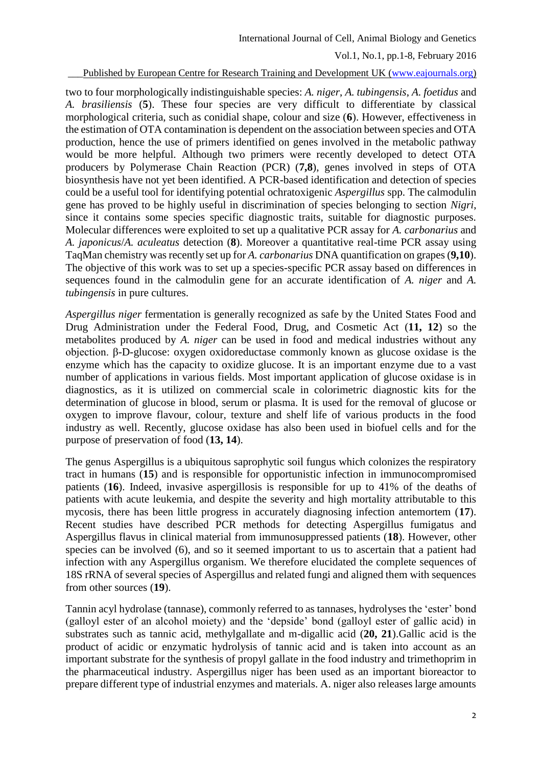two to four morphologically indistinguishable species: *A. niger*, *A. tubingensis*, *A. foetidus* and *A. brasiliensis* (**5**). These four species are very difficult to differentiate by classical morphological criteria, such as conidial shape, colour and size (**6**). However, effectiveness in the estimation of OTA contamination is dependent on the association between species and OTA production, hence the use of primers identified on genes involved in the metabolic pathway would be more helpful. Although two primers were recently developed to detect OTA producers by Polymerase Chain Reaction (PCR) (**7,8**), genes involved in steps of OTA biosynthesis have not yet been identified. A PCR-based identification and detection of species could be a useful tool for identifying potential ochratoxigenic *Aspergillus* spp. The calmodulin gene has proved to be highly useful in discrimination of species belonging to section *Nigri*, since it contains some species specific diagnostic traits, suitable for diagnostic purposes. Molecular differences were exploited to set up a qualitative PCR assay for *A. carbonarius* and *A. japonicus*/*A. aculeatus* detection (**8**). Moreover a quantitative real-time PCR assay using TaqMan chemistry was recently set up for *A. carbonarius* DNA quantification on grapes (**9,10**). The objective of this work was to set up a species-specific PCR assay based on differences in sequences found in the calmodulin gene for an accurate identification of *A. niger* and *A. tubingensis* in pure cultures.

*Aspergillus niger* fermentation is generally recognized as safe by the United States Food and Drug Administration under the Federal Food, Drug, and Cosmetic Act (**11, 12**) so the metabolites produced by *A. niger* can be used in food and medical industries without any objection. β-D-glucose: oxygen oxidoreductase commonly known as glucose oxidase is the enzyme which has the capacity to oxidize glucose. It is an important enzyme due to a vast number of applications in various fields. Most important application of glucose oxidase is in diagnostics, as it is utilized on commercial scale in colorimetric diagnostic kits for the determination of glucose in blood, serum or plasma. It is used for the removal of glucose or oxygen to improve flavour, colour, texture and shelf life of various products in the food industry as well. Recently, glucose oxidase has also been used in biofuel cells and for the purpose of preservation of food (**13, 14**).

The genus Aspergillus is a ubiquitous saprophytic soil fungus which colonizes the respiratory tract in humans (**15**) and is responsible for opportunistic infection in immunocompromised patients (**16**). Indeed, invasive aspergillosis is responsible for up to 41% of the deaths of patients with acute leukemia, and despite the severity and high mortality attributable to this mycosis, there has been little progress in accurately diagnosing infection antemortem (**17**). Recent studies have described PCR methods for detecting Aspergillus fumigatus and Aspergillus flavus in clinical material from immunosuppressed patients (**18**). However, other species can be involved (6), and so it seemed important to us to ascertain that a patient had infection with any Aspergillus organism. We therefore elucidated the complete sequences of 18S rRNA of several species of Aspergillus and related fungi and aligned them with sequences from other sources (**19**).

Tannin acyl hydrolase (tannase), commonly referred to as tannases, hydrolyses the 'ester' bond (galloyl ester of an alcohol moiety) and the 'depside' bond (galloyl ester of gallic acid) in substrates such as tannic acid, methylgallate and m-digallic acid (**20, 21**).Gallic acid is the product of acidic or enzymatic hydrolysis of tannic acid and is taken into account as an important substrate for the synthesis of propyl gallate in the food industry and trimethoprim in the pharmaceutical industry. Aspergillus niger has been used as an important bioreactor to prepare different type of industrial enzymes and materials. A. niger also releases large amounts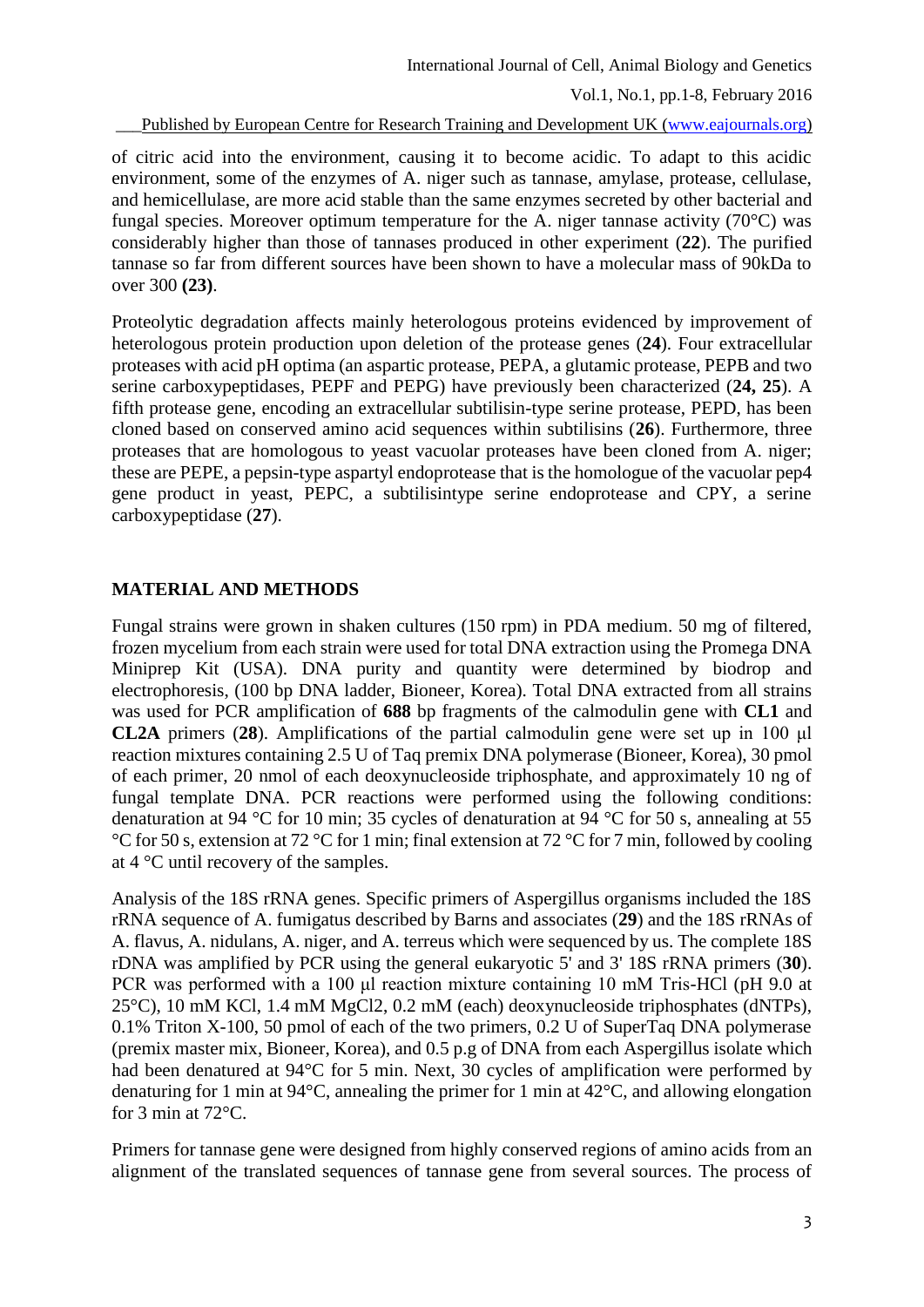of citric acid into the environment, causing it to become acidic. To adapt to this acidic environment, some of the enzymes of A. niger such as tannase, amylase, protease, cellulase, and hemicellulase, are more acid stable than the same enzymes secreted by other bacterial and fungal species. Moreover optimum temperature for the A. niger tannase activity (70°C) was considerably higher than those of tannases produced in other experiment (**22**). The purified tannase so far from different sources have been shown to have a molecular mass of 90kDa to over 300 **(23)**.

Proteolytic degradation affects mainly heterologous proteins evidenced by improvement of heterologous protein production upon deletion of the protease genes (**24**). Four extracellular proteases with acid pH optima (an aspartic protease, PEPA, a glutamic protease, PEPB and two serine carboxypeptidases, PEPF and PEPG) have previously been characterized (**24, 25**). A fifth protease gene, encoding an extracellular subtilisin-type serine protease, PEPD, has been cloned based on conserved amino acid sequences within subtilisins (**26**). Furthermore, three proteases that are homologous to yeast vacuolar proteases have been cloned from A. niger; these are PEPE, a pepsin-type aspartyl endoprotease that is the homologue of the vacuolar pep4 gene product in yeast, PEPC, a subtilisintype serine endoprotease and CPY, a serine carboxypeptidase (**27**).

## MATERIAL AND METHODS

Fungal strains were grown in shaken cultures (150 rpm) in PDA medium. 50 mg of filtered, frozen mycelium from each strain were used for total DNA extraction using the Promega DNA Miniprep Kit (USA). DNA purity and quantity were determined by biodrop and electrophoresis, (100 bp DNA ladder, Bioneer, Korea). Total DNA extracted from all strains was used for PCR amplification of **688** bp fragments of the calmodulin gene with **CL1** and **CL2A** primers (**28**). Amplifications of the partial calmodulin gene were set up in 100 µl reaction mixtures containing 2.5 U of Taq premix DNA polymerase (Bioneer, Korea), 30 pmol of each primer, 20 nmol of each deoxynucleoside triphosphate, and approximately 10 ng of fungal template DNA. PCR reactions were performed using the following conditions: denaturation at 94 °C for 10 min; 35 cycles of denaturation at 94 °C for 50 s, annealing at 55 °C for 50 s, extension at 72 °C for 1 min; final extension at 72 °C for 7 min, followed by cooling at 4 °C until recovery of the samples.

Analysis of the 18S rRNA genes. Specific primers of Aspergillus organisms included the 18S rRNA sequence of A. fumigatus described by Barns and associates (**29**) and the 18S rRNAs of A. flavus, A. nidulans, A. niger, and A. terreus which were sequenced by us. The complete 18S rDNA was amplified by PCR using the general eukaryotic 5' and 3' 18S rRNA primers (**30**). PCR was performed with a 100 µl reaction mixture containing 10 mM Tris-HCl (pH 9.0 at 25°C), 10 mM KCl, 1.4 mM $MgCl_2$, 0.2 mM (each) deoxynucleoside triphosphates (dNTPs), 0.1% Triton X-100, 50 pmol of each of the two primers, 0.2 U of SuperTaq DNA polymerase (premix master mix, Bioneer, Korea), and 0.5 p.g of DNA from each Aspergillus isolate which had been denatured at 94°C for 5 min. Next, 30 cycles of amplification were performed by denaturing for 1 min at 94°C, annealing the primer for 1 min at 42°C, and allowing elongation for 3 min at 72°C.

Primers for tannase gene were designed from highly conserved regions of amino acids from an alignment of the translated sequences of tannase gene from several sources. The process of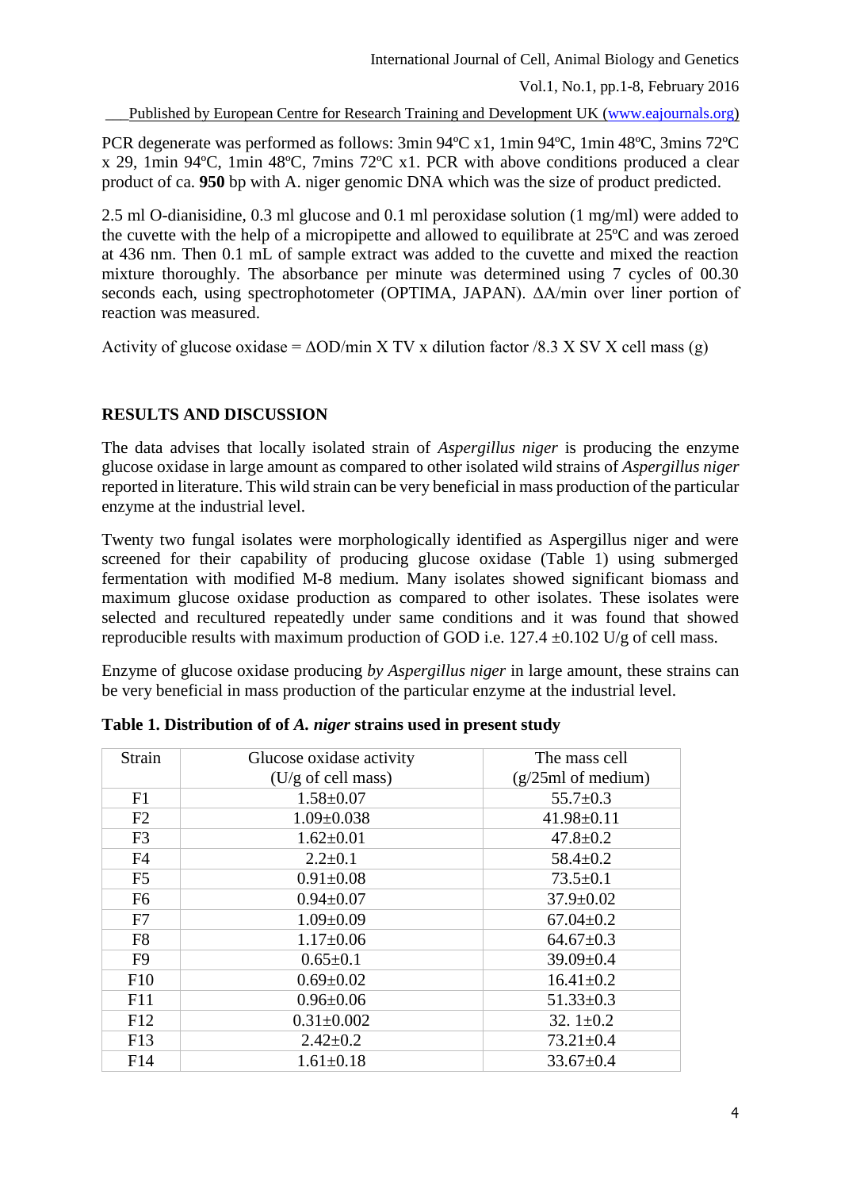PCR degenerate was performed as follows: 3min 94ºC x1, 1min 94ºC, 1min 48ºC, 3mins 72ºC x 29, 1min 94ºC, 1min 48ºC, 7mins 72ºC x1. PCR with above conditions produced a clear product of ca. **950** bp with A. niger genomic DNA which was the size of product predicted.

2.5 ml O-dianisidine, 0.3 ml glucose and 0.1 ml peroxidase solution (1 mg/ml) were added to the cuvette with the help of a micropipette and allowed to equilibrate at 25ºC and was zeroed at 436 nm. Then 0.1 mL of sample extract was added to the cuvette and mixed the reaction mixture thoroughly. The absorbance per minute was determined using 7 cycles of 00.30 seconds each, using spectrophotometer (OPTIMA, JAPAN). ΔA/min over liner portion of reaction was measured.

Activity of glucose oxidase = ΔOD/min X TV x dilution factor /8.3 X SV X cell mass (g)

## RESULTS AND DISCUSSION

The data advises that locally isolated strain of *Aspergillus niger* is producing the enzyme glucose oxidase in large amount as compared to other isolated wild strains of *Aspergillus niger* reported in literature. This wild strain can be very beneficial in mass production of the particular enzyme at the industrial level.

Twenty two fungal isolates were morphologically identified as Aspergillus niger and were screened for their capability of producing glucose oxidase (Table 1) using submerged fermentation with modified M-8 medium. Many isolates showed significant biomass and maximum glucose oxidase production as compared to other isolates. These isolates were selected and recultured repeatedly under same conditions and it was found that showed reproducible results with maximum production of GOD i.e. 127.4 ±0.102 U/g of cell mass.

Enzyme of glucose oxidase producing *by Aspergillus niger* in large amount, these strains can be very beneficial in mass production of the particular enzyme at the industrial level.

**Table 1. Distribution of of *A. niger* strains used in present study**

| Strain | Glucose oxidase activity (U/g of cell mass) | The mass cell (g/25ml of medium) |
|---|---|---|
| F1 | 1.58±0.07 | 55.7±0.3 |
| F2 | 1.09±0.038 | 41.98±0.11 |
| F3 | 1.62±0.01 | 47.8±0.2 |
| F4 | 2.2±0.1 | 58.4±0.2 |
| F5 | 0.91±0.08 | 73.5±0.1 |
| F6 | 0.94±0.07 | 37.9±0.02 |
| F7 | 1.09±0.09 | 67.04±0.2 |
| F8 | 1.17±0.06 | 64.67±0.3 |
| F9 | 0.65±0.1 | 39.09±0.4 |
| F10 | 0.69±0.02 | 16.41±0.2 |
| F11 | 0.96±0.06 | 51.33±0.3 |
| F12 | 0.31±0.002 | 32. 1±0.2 |
| F13 | 2.42±0.2 | 73.21±0.4 |
| F14 | 1.61±0.18 | 33.67±0.4 |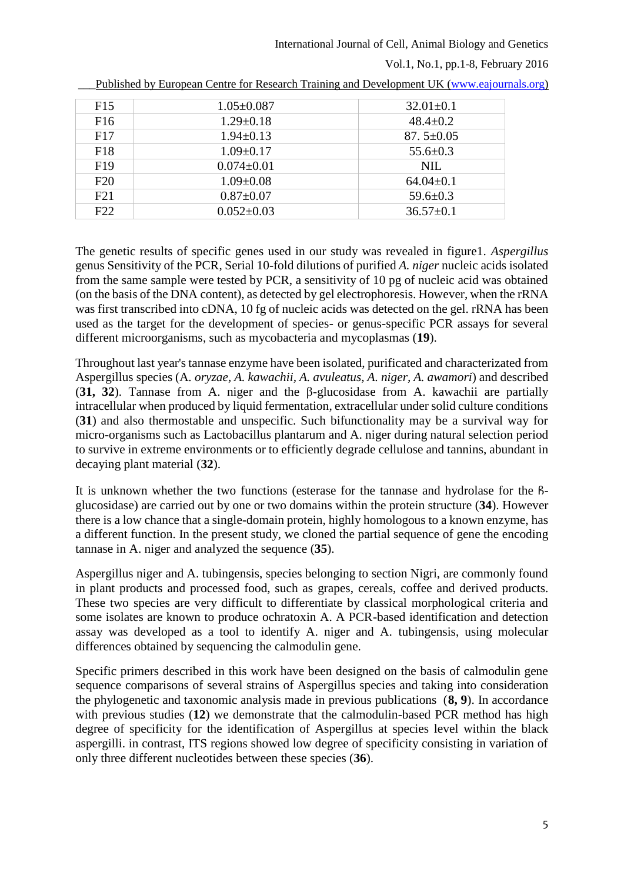| F15 | 1.05±0.087 | 32.01±0.1 |
|---|---|---|
| F16 | 1.29±0.18 | 48.4±0.2 |
| F17 | 1.94±0.13 | 87. 5±0.05 |
| F18 | 1.09±0.17 | 55.6±0.3 |
| F19 | 0.074±0.01 | NIL |
| F20 | 1.09±0.08 | 64.04±0.1 |
| F21 | 0.87±0.07 | 59.6±0.3 |
| F22 | 0.052±0.03 | 36.57±0.1 |

The genetic results of specific genes used in our study was revealed in figure1. *Aspergillus* genus Sensitivity of the PCR, Serial 10-fold dilutions of purified *A. niger* nucleic acids isolated from the same sample were tested by PCR, a sensitivity of 10 pg of nucleic acid was obtained (on the basis of the DNA content), as detected by gel electrophoresis. However, when the rRNA was first transcribed into cDNA, 10 fg of nucleic acids was detected on the gel. rRNA has been used as the target for the development of species- or genus-specific PCR assays for several different microorganisms, such as mycobacteria and mycoplasmas (**19**).

Throughout last year's tannase enzyme have been isolated, purificated and characterizated from Aspergillus species (A. *oryzae, A. kawachii, A. avuleatus, A. niger, A. awamori*) and described (**31, 32**). Tannase from A. niger and the β-glucosidase from A. kawachii are partially intracellular when produced by liquid fermentation, extracellular under solid culture conditions (**31**) and also thermostable and unspecific. Such bifunctionality may be a survival way for micro-organisms such as Lactobacillus plantarum and A. niger during natural selection period to survive in extreme environments or to efficiently degrade cellulose and tannins, abundant in decaying plant material (**32**).

It is unknown whether the two functions (esterase for the tannase and hydrolase for the ß-glucosidase) are carried out by one or two domains within the protein structure (**34**). However there is a low chance that a single-domain protein, highly homologous to a known enzyme, has a different function. In the present study, we cloned the partial sequence of gene the encoding tannase in A. niger and analyzed the sequence (**35**).

Aspergillus niger and A. tubingensis, species belonging to section Nigri, are commonly found in plant products and processed food, such as grapes, cereals, coffee and derived products. These two species are very difficult to differentiate by classical morphological criteria and some isolates are known to produce ochratoxin A. A PCR-based identification and detection assay was developed as a tool to identify A. niger and A. tubingensis, using molecular differences obtained by sequencing the calmodulin gene.

Specific primers described in this work have been designed on the basis of calmodulin gene sequence comparisons of several strains of Aspergillus species and taking into consideration the phylogenetic and taxonomic analysis made in previous publications (**8, 9**). In accordance with previous studies (**12**) we demonstrate that the calmodulin-based PCR method has high degree of specificity for the identification of Aspergillus at species level within the black aspergilli. in contrast, ITS regions showed low degree of specificity consisting in variation of only three different nucleotides between these species (**36**).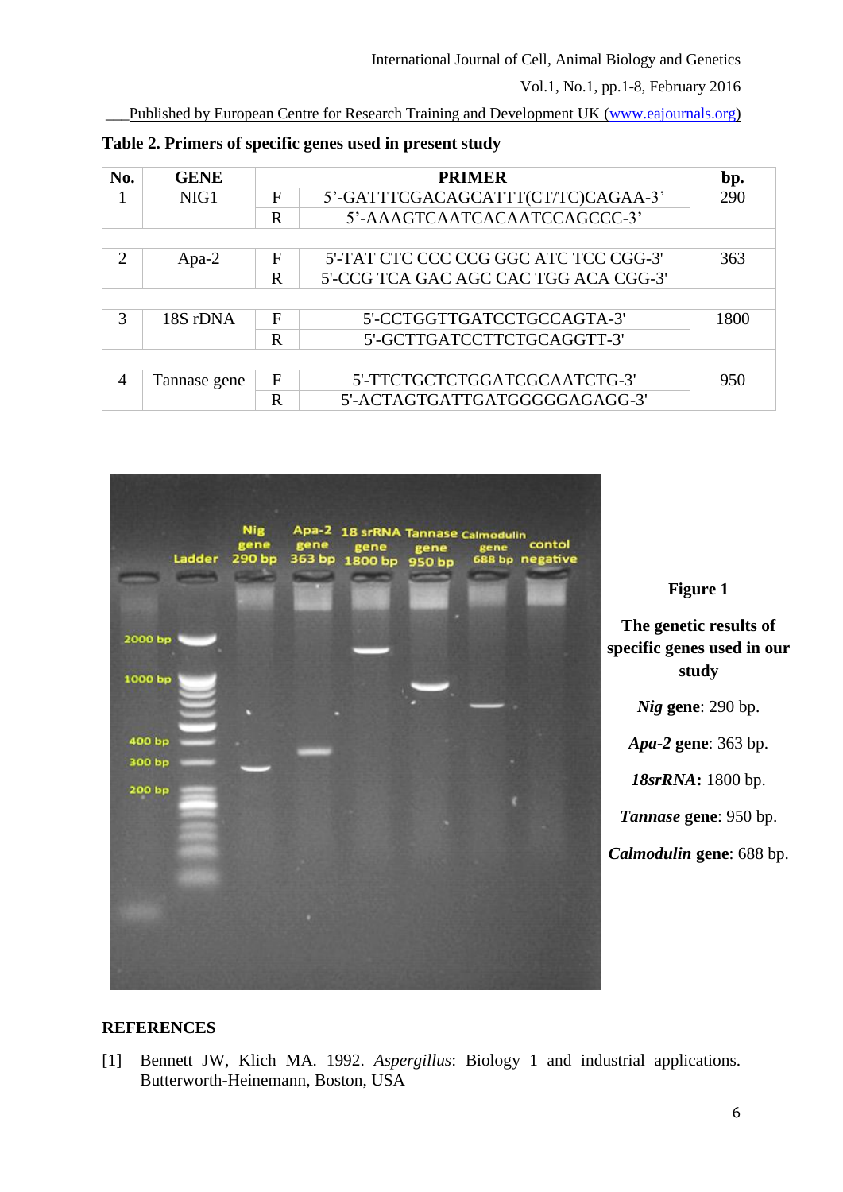**Table 2. Primers of specific genes used in present study**

| No. | GENE | | PRIMER | bp. |
|---|---|---|---|---|
| 1 | NIG1 | F | 5'-GATTTCGACAGCATTT(CT/TC)CAGAA-3' | 290 |
| | | R | 5'-AAAGTCAATCACAATCCAGCCC-3' | |
| 2 | Apa-2 | F | 5'-TAT CTC CCC CCG GGC ATC TCC CGG-3' | 363 |
| | | R | 5'-CCG TCA GAC AGC CAC TGG ACA CGG-3' | |
| 3 | 18S rDNA | F | 5'-CCTGGTTGATCCTGCCAGTA-3' | 1800 |
| | | R | 5'-GCTTGATCCTTCTGCAGGTT-3' | |
| 4 | Tannase gene | F | 5'-TTCTGCTCTGGATCGCAATCTG-3' | 950 |
| | | R | 5'-ACTAGTGATTGATGGGGGAGAGG-3' | |

**Figure 1**

**The genetic results of specific genes used in our study**

***Nig* gene**: 290 bp.

***Apa-2* gene**: 363 bp.

***18srRNA*:** 1800 bp.

***Tannase* gene**: 950 bp.

***Calmodulin* gene**: 688 bp.

## REFERENCES

[1] Bennett JW, Klich MA. 1992. *Aspergillus*: Biology 1 and industrial applications. Butterworth-Heinemann, Boston, USA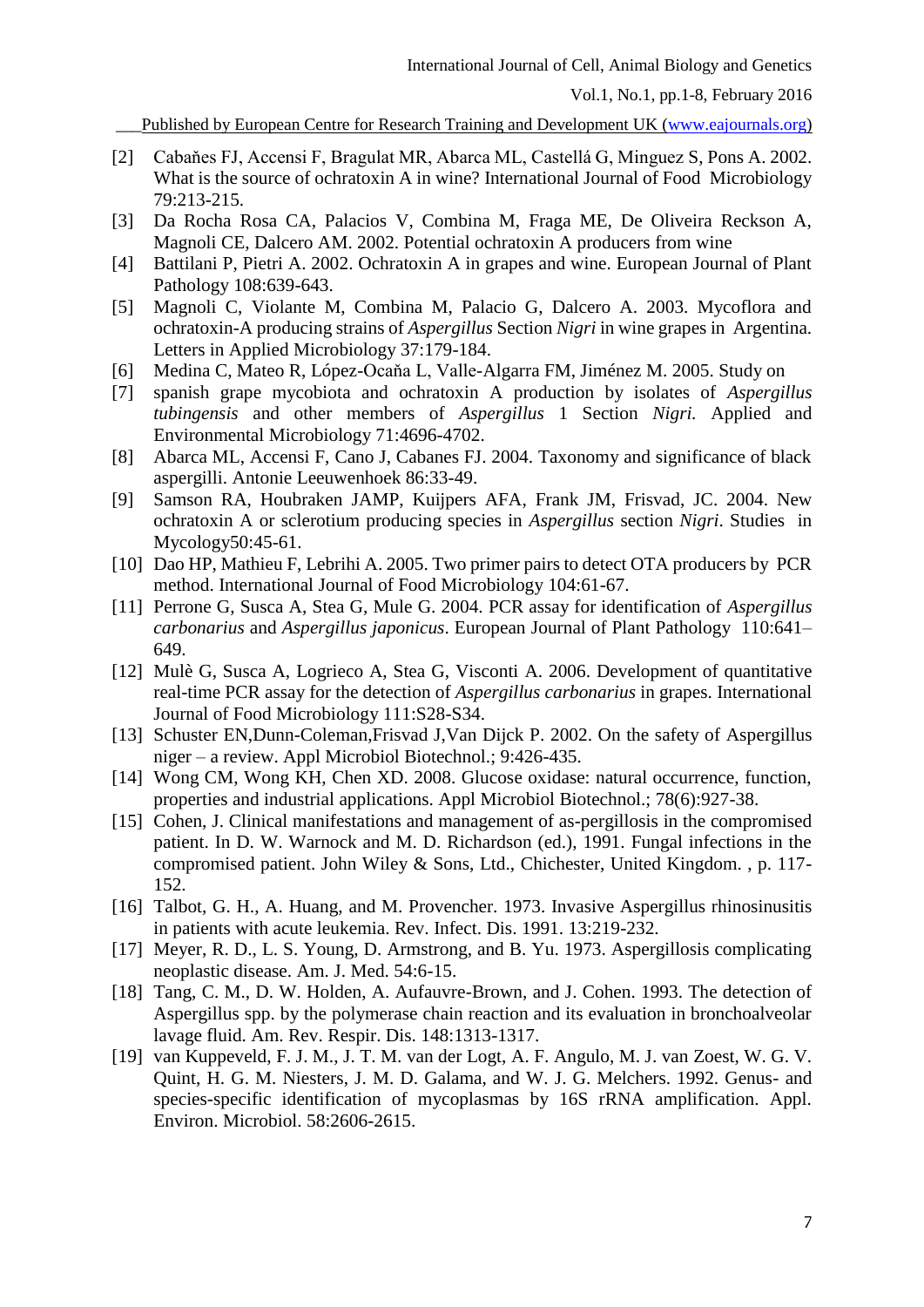[2] Cabaňes FJ, Accensi F, Bragulat MR, Abarca ML, Castellá G, Minguez S, Pons A. 2002. What is the source of ochratoxin A in wine? International Journal of Food Microbiology 79:213-215.

[3] Da Rocha Rosa CA, Palacios V, Combina M, Fraga ME, De Oliveira Reckson A, Magnoli CE, Dalcero AM. 2002. Potential ochratoxin A producers from wine

[4] Battilani P, Pietri A. 2002. Ochratoxin A in grapes and wine. European Journal of Plant Pathology 108:639-643.

[5] Magnoli C, Violante M, Combina M, Palacio G, Dalcero A. 2003. Mycoflora and ochratoxin-A producing strains of *Aspergillus* Section *Nigri* in wine grapes in Argentina. Letters in Applied Microbiology 37:179-184.

[6] Medina C, Mateo R, López-Ocaňa L, Valle-Algarra FM, Jiménez M. 2005. Study on

[7] spanish grape mycobiota and ochratoxin A production by isolates of *Aspergillus tubingensis* and other members of *Aspergillus* 1 Section *Nigri.* Applied and Environmental Microbiology 71:4696-4702.

[8] Abarca ML, Accensi F, Cano J, Cabanes FJ. 2004. Taxonomy and significance of black aspergilli. Antonie Leeuwenhoek 86:33-49.

[9] Samson RA, Houbraken JAMP, Kuijpers AFA, Frank JM, Frisvad, JC. 2004. New ochratoxin A or sclerotium producing species in *Aspergillus* section *Nigri*. Studies in Mycology50:45-61.

[10] Dao HP, Mathieu F, Lebrihi A. 2005. Two primer pairs to detect OTA producers by PCR method. International Journal of Food Microbiology 104:61-67.

[11] Perrone G, Susca A, Stea G, Mule G. 2004. PCR assay for identification of *Aspergillus carbonarius* and *Aspergillus japonicus*. European Journal of Plant Pathology 110:641–649.

[12] Mulè G, Susca A, Logrieco A, Stea G, Visconti A. 2006. Development of quantitative real-time PCR assay for the detection of *Aspergillus carbonarius* in grapes. International Journal of Food Microbiology 111:S28-S34.

[13] Schuster EN,Dunn-Coleman,Frisvad J,Van Dijck P. 2002. On the safety of Aspergillus niger – a review. Appl Microbiol Biotechnol.; 9:426-435.

[14] Wong CM, Wong KH, Chen XD. 2008. Glucose oxidase: natural occurrence, function, properties and industrial applications. Appl Microbiol Biotechnol.; 78(6):927-38.

[15] Cohen, J. Clinical manifestations and management of as-pergillosis in the compromised patient. In D. W. Warnock and M. D. Richardson (ed.), 1991. Fungal infections in the compromised patient. John Wiley & Sons, Ltd., Chichester, United Kingdom. , p. 117-152.

[16] Talbot, G. H., A. Huang, and M. Provencher. 1973. Invasive Aspergillus rhinosinusitis in patients with acute leukemia. Rev. Infect. Dis. 1991. 13:219-232.

[17] Meyer, R. D., L. S. Young, D. Armstrong, and B. Yu. 1973. Aspergillosis complicating neoplastic disease. Am. J. Med. 54:6-15.

[18] Tang, C. M., D. W. Holden, A. Aufauvre-Brown, and J. Cohen. 1993. The detection of Aspergillus spp. by the polymerase chain reaction and its evaluation in bronchoalveolar lavage fluid. Am. Rev. Respir. Dis. 148:1313-1317.

[19] van Kuppeveld, F. J. M., J. T. M. van der Logt, A. F. Angulo, M. J. van Zoest, W. G. V. Quint, H. G. M. Niesters, J. M. D. Galama, and W. J. G. Melchers. 1992. Genus- and species-specific identification of mycoplasmas by 16S rRNA amplification. Appl. Environ. Microbiol. 58:2606-2615.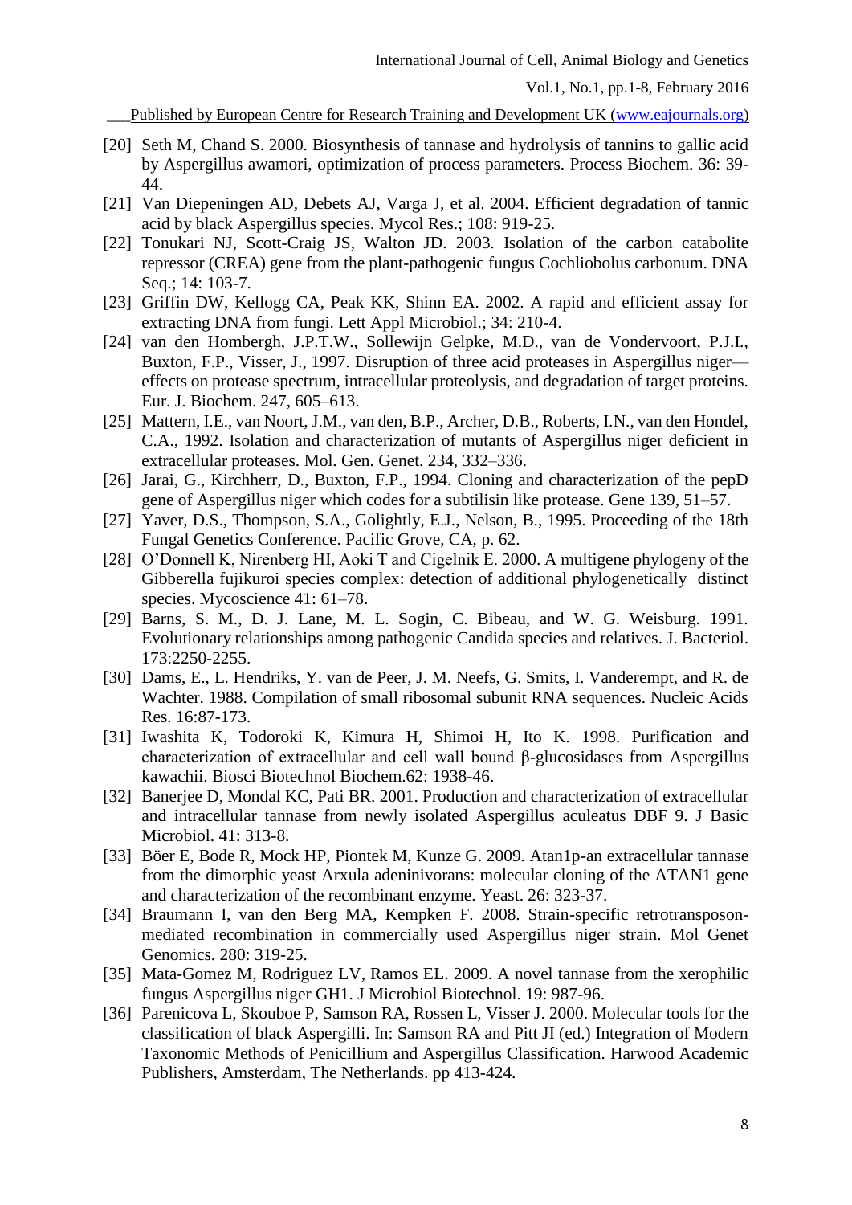[20] Seth M, Chand S. 2000. Biosynthesis of tannase and hydrolysis of tannins to gallic acid by Aspergillus awamori, optimization of process parameters. Process Biochem. 36: 39-44.

[21] Van Diepeningen AD, Debets AJ, Varga J, et al. 2004. Efficient degradation of tannic acid by black Aspergillus species. Mycol Res.; 108: 919-25.

[22] Tonukari NJ, Scott-Craig JS, Walton JD. 2003. Isolation of the carbon catabolite repressor (CREA) gene from the plant-pathogenic fungus Cochliobolus carbonum. DNA Seq.; 14: 103-7.

[23] Griffin DW, Kellogg CA, Peak KK, Shinn EA. 2002. A rapid and efficient assay for extracting DNA from fungi. Lett Appl Microbiol.; 34: 210-4.

[24] van den Hombergh, J.P.T.W., Sollewijn Gelpke, M.D., van de Vondervoort, P.J.I., Buxton, F.P., Visser, J., 1997. Disruption of three acid proteases in Aspergillus niger—effects on protease spectrum, intracellular proteolysis, and degradation of target proteins. Eur. J. Biochem. 247, 605–613.

[25] Mattern, I.E., van Noort, J.M., van den, B.P., Archer, D.B., Roberts, I.N., van den Hondel, C.A., 1992. Isolation and characterization of mutants of Aspergillus niger deficient in extracellular proteases. Mol. Gen. Genet. 234, 332–336.

[26] Jarai, G., Kirchherr, D., Buxton, F.P., 1994. Cloning and characterization of the pepD gene of Aspergillus niger which codes for a subtilisin like protease. Gene 139, 51–57.

[27] Yaver, D.S., Thompson, S.A., Golightly, E.J., Nelson, B., 1995. Proceeding of the 18th Fungal Genetics Conference. Pacific Grove, CA, p. 62.

[28] O'Donnell K, Nirenberg HI, Aoki T and Cigelnik E. 2000. A multigene phylogeny of the Gibberella fujikuroi species complex: detection of additional phylogenetically distinct species. Mycoscience 41: 61–78.

[29] Barns, S. M., D. J. Lane, M. L. Sogin, C. Bibeau, and W. G. Weisburg. 1991. Evolutionary relationships among pathogenic Candida species and relatives. J. Bacteriol. 173:2250-2255.

[30] Dams, E., L. Hendriks, Y. van de Peer, J. M. Neefs, G. Smits, I. Vanderempt, and R. de Wachter. 1988. Compilation of small ribosomal subunit RNA sequences. Nucleic Acids Res. 16:87-173.

[31] Iwashita K, Todoroki K, Kimura H, Shimoi H, Ito K. 1998. Purification and characterization of extracellular and cell wall bound β-glucosidases from Aspergillus kawachii. Biosci Biotechnol Biochem.62: 1938-46.

[32] Banerjee D, Mondal KC, Pati BR. 2001. Production and characterization of extracellular and intracellular tannase from newly isolated Aspergillus aculeatus DBF 9. J Basic Microbiol. 41: 313-8.

[33] Böer E, Bode R, Mock HP, Piontek M, Kunze G. 2009. Atan1p-an extracellular tannase from the dimorphic yeast Arxula adeninivorans: molecular cloning of the ATAN1 gene and characterization of the recombinant enzyme. Yeast. 26: 323-37.

[34] Braumann I, van den Berg MA, Kempken F. 2008. Strain-specific retrotransposon-mediated recombination in commercially used Aspergillus niger strain. Mol Genet Genomics. 280: 319-25.

[35] Mata-Gomez M, Rodriguez LV, Ramos EL. 2009. A novel tannase from the xerophilic fungus Aspergillus niger GH1. J Microbiol Biotechnol. 19: 987-96.

[36] Parenicova L, Skouboe P, Samson RA, Rossen L, Visser J. 2000. Molecular tools for the classification of black Aspergilli. In: Samson RA and Pitt JI (ed.) Integration of Modern Taxonomic Methods of Penicillium and Aspergillus Classification. Harwood Academic Publishers, Amsterdam, The Netherlands. pp 413-424.